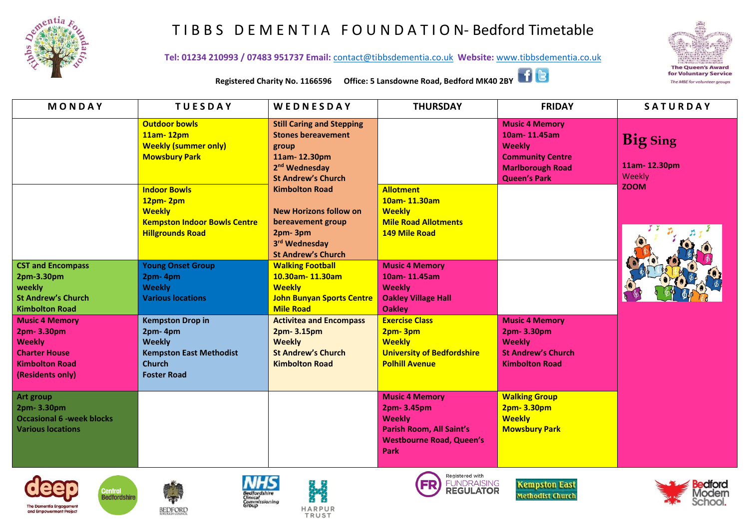# TIBBS DEMENTIA FOUNDATION- Bedford Timetable

**Tel: 01234 210993 / 07483 951737 Email:** contact@tibbsdementia.co.uk **Website:** www.tibbsdementia.co.uk

**Registered Charity No. 1166596 Office: 5 Lansdowne Road, Bedford MK40 2BY**

The Queen's Award for Voluntary Service
*The MBE for volunteer groups*

| MONDAY | TUESDAY | WEDNESDAY | THURSDAY | FRIDAY | SATURDAY |
|---|---|---|---|---|---|
| | **Outdoor bowls** **11am- 12pm** **Weekly (summer only)** **Mowsbury Park** | **Still Caring and Stepping Stones bereavement group** **11am- 12.30pm** **2nd Wednesday** **St Andrew's Church** **Kimbolton Road** | | **Music 4 Memory** **10am- 11.45am** **Weekly** **Community Centre** **Marlborough Road** **Queen's Park** | **Big Sing** **11am- 12.30pm** Weekly **ZOOM** |
| | **Indoor Bowls** **12pm- 2pm** **Weekly** **Kempston Indoor Bowls Centre** **Hillgrounds Road** | **New Horizons follow on bereavement group** **2pm- 3pm** **3rd Wednesday** **St Andrew's Church** | **Allotment** **10am- 11.30am** **Weekly** **Mile Road Allotments** **149 Mile Road** | | |
| **CST and Encompass** **2pm-3.30pm** **weekly** **St Andrew's Church** **Kimbolton Road** | **Young Onset Group** **2pm- 4pm** **Weekly** **Various locations** | **Walking Football** **10.30am- 11.30am** **Weekly** **John Bunyan Sports Centre** **Mile Road** | **Music 4 Memory** **10am- 11.45am** **Weekly** **Oakley Village Hall** **Oakley** | | |
| **Music 4 Memory** **2pm- 3.30pm** **Weekly** **Charter House** **Kimbolton Road** **(Residents only)** | **Kempston Drop in** **2pm- 4pm** **Weekly** **Kempston East Methodist Church** **Foster Road** | **Activitea and Encompass** **2pm- 3.15pm** **Weekly** **St Andrew's Church** **Kimbolton Road** | **Exercise Class** **2pm- 3pm** **Weekly** **University of Bedfordshire** **Polhill Avenue** | **Music 4 Memory** **2pm- 3.30pm** **Weekly** **St Andrew's Church** **Kimbolton Road** | |
| **Art group** **2pm- 3.30pm** **Occasional 6 -week blocks** **Various locations** | | | **Music 4 Memory** **2pm- 3.45pm** **Weekly** **Parish Room, All Saint's** **Westbourne Road, Queen's Park** | **Walking Group** **2pm- 3.30pm** **Weekly** **Mowsbury Park** | |

deep – The Dementia Engagement and Empowerment Project | Central Bedfordshire | Bedford Borough Council | NHS Bedfordshire Clinical Commissioning Group | Harpur Trust | Registered with Fundraising Regulator | Kempston East Methodist Church | Bedford Modern School.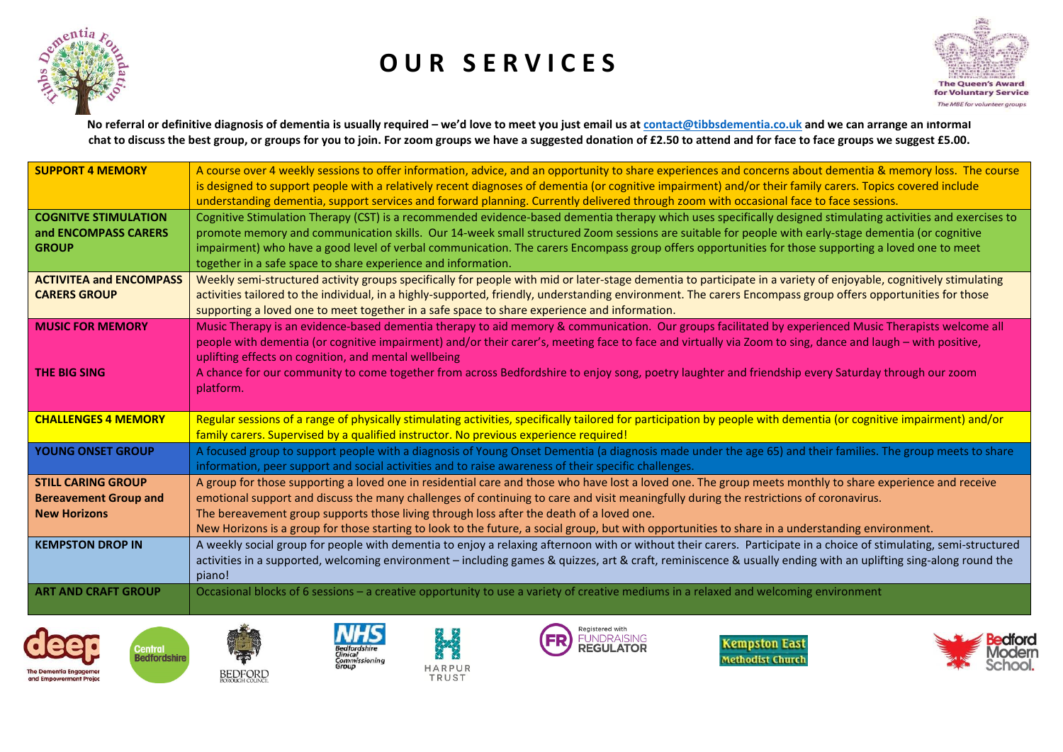# OUR SERVICES

**No referral or definitive diagnosis of dementia is usually required – we'd love to meet you just email us at contact@tibbsdementia.co.uk and we can arrange an informal chat to discuss the best group, or groups for you to join. For zoom groups we have a suggested donation of £2.50 to attend and for face to face groups we suggest £5.00.**

| | |
|---|---|
| **SUPPORT 4 MEMORY** | A course over 4 weekly sessions to offer information, advice, and an opportunity to share experiences and concerns about dementia & memory loss. The course is designed to support people with a relatively recent diagnoses of dementia (or cognitive impairment) and/or their family carers. Topics covered include understanding dementia, support services and forward planning. Currently delivered through zoom with occasional face to face sessions. |
| **COGNITVE STIMULATION and ENCOMPASS CARERS GROUP** | Cognitive Stimulation Therapy (CST) is a recommended evidence-based dementia therapy which uses specifically designed stimulating activities and exercises to promote memory and communication skills. Our 14-week small structured Zoom sessions are suitable for people with early-stage dementia (or cognitive impairment) who have a good level of verbal communication. The carers Encompass group offers opportunities for those supporting a loved one to meet together in a safe space to share experience and information. |
| **ACTIVITEA and ENCOMPASS CARERS GROUP** | Weekly semi-structured activity groups specifically for people with mid or later-stage dementia to participate in a variety of enjoyable, cognitively stimulating activities tailored to the individual, in a highly-supported, friendly, understanding environment. The carers Encompass group offers opportunities for those supporting a loved one to meet together in a safe space to share experience and information. |
| **MUSIC FOR MEMORY** | Music Therapy is an evidence-based dementia therapy to aid memory & communication. Our groups facilitated by experienced Music Therapists welcome all people with dementia (or cognitive impairment) and/or their carer's, meeting face to face and virtually via Zoom to sing, dance and laugh – with positive, uplifting effects on cognition, and mental wellbeing |
| **THE BIG SING** | A chance for our community to come together from across Bedfordshire to enjoy song, poetry laughter and friendship every Saturday through our zoom platform. |
| **CHALLENGES 4 MEMORY** | Regular sessions of a range of physically stimulating activities, specifically tailored for participation by people with dementia (or cognitive impairment) and/or family carers. Supervised by a qualified instructor. No previous experience required! |
| **YOUNG ONSET GROUP** | A focused group to support people with a diagnosis of Young Onset Dementia (a diagnosis made under the age 65) and their families. The group meets to share information, peer support and social activities and to raise awareness of their specific challenges. |
| **STILL CARING GROUP Bereavement Group and New Horizons** | A group for those supporting a loved one in residential care and those who have lost a loved one. The group meets monthly to share experience and receive emotional support and discuss the many challenges of continuing to care and visit meaningfully during the restrictions of coronavirus.<br>The bereavement group supports those living through loss after the death of a loved one.<br>New Horizons is a group for those starting to look to the future, a social group, but with opportunities to share in a understanding environment. |
| **KEMPSTON DROP IN** | A weekly social group for people with dementia to enjoy a relaxing afternoon with or without their carers. Participate in a choice of stimulating, semi-structured activities in a supported, welcoming environment – including games & quizzes, art & craft, reminiscence & usually ending with an uplifting sing-along round the piano! |
| **ART AND CRAFT GROUP** | Occasional blocks of 6 sessions – a creative opportunity to use a variety of creative mediums in a relaxed and welcoming environment |